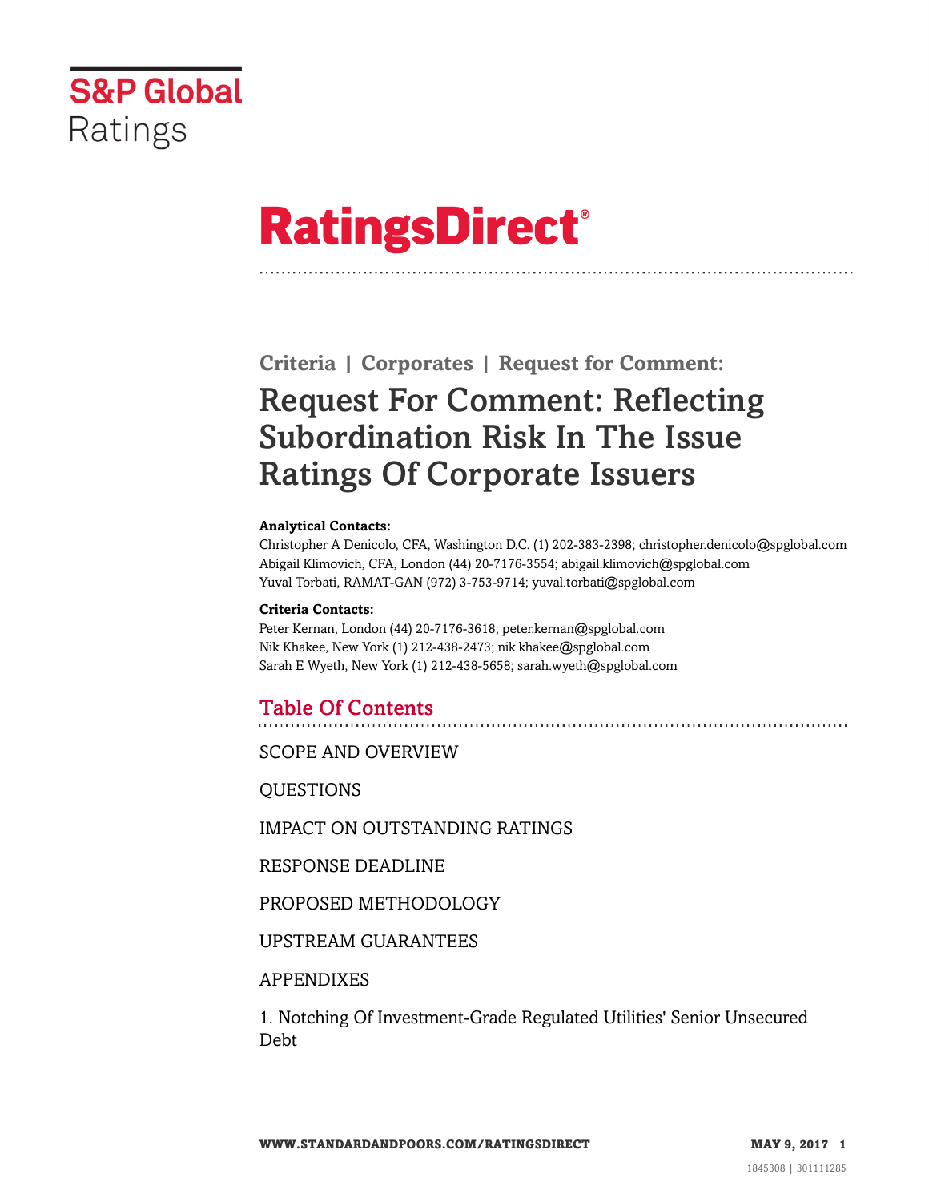S&P Global Ratings

# RatingsDirect®

## Criteria | Corporates | Request for Comment:

# Request For Comment: Reflecting Subordination Risk In The Issue Ratings Of Corporate Issuers

**Analytical Contacts:**

Christopher A Denicolo, CFA, Washington D.C. (1) 202-383-2398; christopher.denicolo@spglobal.com

Abigail Klimovich, CFA, London (44) 20-7176-3554; abigail.klimovich@spglobal.com

Yuval Torbati, RAMAT-GAN (972) 3-753-9714; yuval.torbati@spglobal.com

**Criteria Contacts:**

Peter Kernan, London (44) 20-7176-3618; peter.kernan@spglobal.com

Nik Khakee, New York (1) 212-438-2473; nik.khakee@spglobal.com

Sarah E Wyeth, New York (1) 212-438-5658; sarah.wyeth@spglobal.com

## Table Of Contents

SCOPE AND OVERVIEW

QUESTIONS

IMPACT ON OUTSTANDING RATINGS

RESPONSE DEADLINE

PROPOSED METHODOLOGY

UPSTREAM GUARANTEES

APPENDIXES

1. Notching Of Investment-Grade Regulated Utilities' Senior Unsecured Debt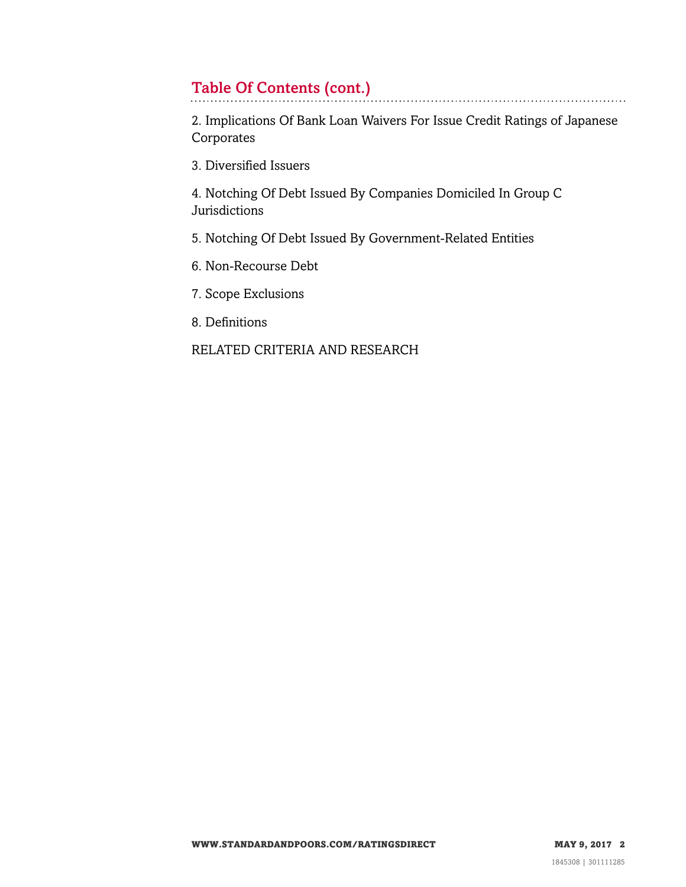## Table Of Contents (cont.)

2. Implications Of Bank Loan Waivers For Issue Credit Ratings of Japanese Corporates

3. Diversified Issuers

4. Notching Of Debt Issued By Companies Domiciled In Group C Jurisdictions

5. Notching Of Debt Issued By Government-Related Entities

6. Non-Recourse Debt

7. Scope Exclusions

8. Definitions

RELATED CRITERIA AND RESEARCH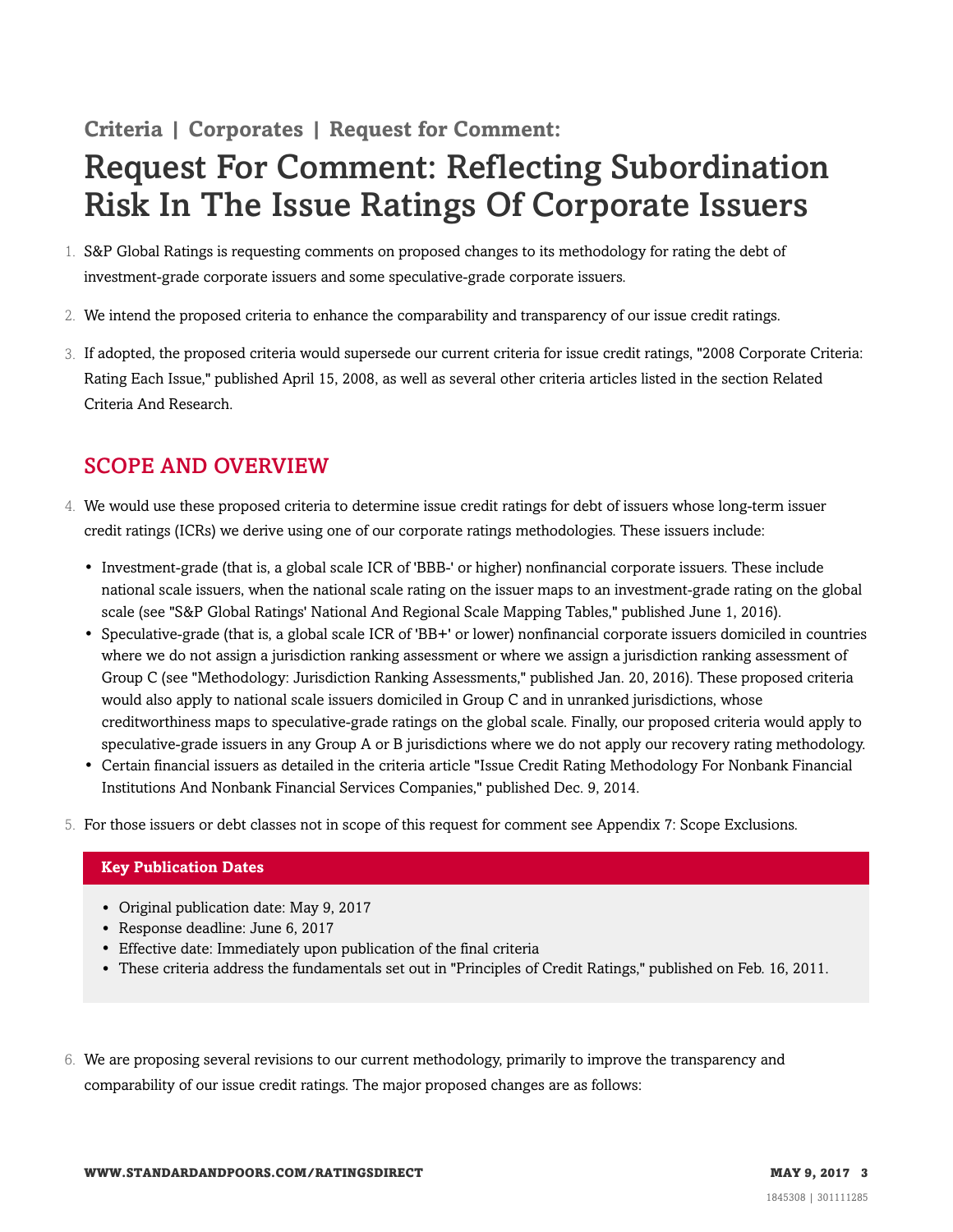Criteria | Corporates | Request for Comment:

# Request For Comment: Reflecting Subordination Risk In The Issue Ratings Of Corporate Issuers

1. S&P Global Ratings is requesting comments on proposed changes to its methodology for rating the debt of investment-grade corporate issuers and some speculative-grade corporate issuers.

2. We intend the proposed criteria to enhance the comparability and transparency of our issue credit ratings.

3. If adopted, the proposed criteria would supersede our current criteria for issue credit ratings, "2008 Corporate Criteria: Rating Each Issue," published April 15, 2008, as well as several other criteria articles listed in the section Related Criteria And Research.

## SCOPE AND OVERVIEW

4. We would use these proposed criteria to determine issue credit ratings for debt of issuers whose long-term issuer credit ratings (ICRs) we derive using one of our corporate ratings methodologies. These issuers include:

   - Investment-grade (that is, a global scale ICR of 'BBB-' or higher) nonfinancial corporate issuers. These include national scale issuers, when the national scale rating on the issuer maps to an investment-grade rating on the global scale (see "S&P Global Ratings' National And Regional Scale Mapping Tables," published June 1, 2016).
   - Speculative-grade (that is, a global scale ICR of 'BB+' or lower) nonfinancial corporate issuers domiciled in countries where we do not assign a jurisdiction ranking assessment or where we assign a jurisdiction ranking assessment of Group C (see "Methodology: Jurisdiction Ranking Assessments," published Jan. 20, 2016). These proposed criteria would also apply to national scale issuers domiciled in Group C and in unranked jurisdictions, whose creditworthiness maps to speculative-grade ratings on the global scale. Finally, our proposed criteria would apply to speculative-grade issuers in any Group A or B jurisdictions where we do not apply our recovery rating methodology.
   - Certain financial issuers as detailed in the criteria article "Issue Credit Rating Methodology For Nonbank Financial Institutions And Nonbank Financial Services Companies," published Dec. 9, 2014.

5. For those issuers or debt classes not in scope of this request for comment see Appendix 7: Scope Exclusions.

**Key Publication Dates**

- Original publication date: May 9, 2017
- Response deadline: June 6, 2017
- Effective date: Immediately upon publication of the final criteria
- These criteria address the fundamentals set out in "Principles of Credit Ratings," published on Feb. 16, 2011.

6. We are proposing several revisions to our current methodology, primarily to improve the transparency and comparability of our issue credit ratings. The major proposed changes are as follows: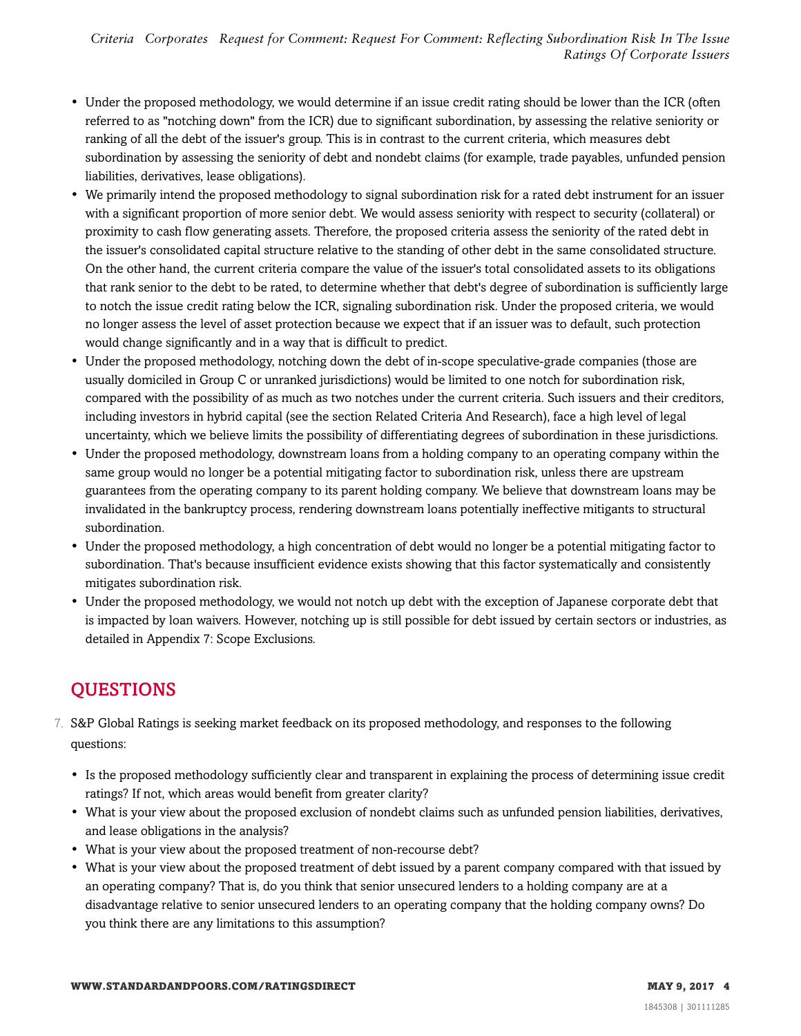- Under the proposed methodology, we would determine if an issue credit rating should be lower than the ICR (often referred to as "notching down" from the ICR) due to significant subordination, by assessing the relative seniority or ranking of all the debt of the issuer's group. This is in contrast to the current criteria, which measures debt subordination by assessing the seniority of debt and nondebt claims (for example, trade payables, unfunded pension liabilities, derivatives, lease obligations).
- We primarily intend the proposed methodology to signal subordination risk for a rated debt instrument for an issuer with a significant proportion of more senior debt. We would assess seniority with respect to security (collateral) or proximity to cash flow generating assets. Therefore, the proposed criteria assess the seniority of the rated debt in the issuer's consolidated capital structure relative to the standing of other debt in the same consolidated structure. On the other hand, the current criteria compare the value of the issuer's total consolidated assets to its obligations that rank senior to the debt to be rated, to determine whether that debt's degree of subordination is sufficiently large to notch the issue credit rating below the ICR, signaling subordination risk. Under the proposed criteria, we would no longer assess the level of asset protection because we expect that if an issuer was to default, such protection would change significantly and in a way that is difficult to predict.
- Under the proposed methodology, notching down the debt of in-scope speculative-grade companies (those are usually domiciled in Group C or unranked jurisdictions) would be limited to one notch for subordination risk, compared with the possibility of as much as two notches under the current criteria. Such issuers and their creditors, including investors in hybrid capital (see the section Related Criteria And Research), face a high level of legal uncertainty, which we believe limits the possibility of differentiating degrees of subordination in these jurisdictions.
- Under the proposed methodology, downstream loans from a holding company to an operating company within the same group would no longer be a potential mitigating factor to subordination risk, unless there are upstream guarantees from the operating company to its parent holding company. We believe that downstream loans may be invalidated in the bankruptcy process, rendering downstream loans potentially ineffective mitigants to structural subordination.
- Under the proposed methodology, a high concentration of debt would no longer be a potential mitigating factor to subordination. That's because insufficient evidence exists showing that this factor systematically and consistently mitigates subordination risk.
- Under the proposed methodology, we would not notch up debt with the exception of Japanese corporate debt that is impacted by loan waivers. However, notching up is still possible for debt issued by certain sectors or industries, as detailed in Appendix 7: Scope Exclusions.

## QUESTIONS

7. S&P Global Ratings is seeking market feedback on its proposed methodology, and responses to the following questions:

- Is the proposed methodology sufficiently clear and transparent in explaining the process of determining issue credit ratings? If not, which areas would benefit from greater clarity?
- What is your view about the proposed exclusion of nondebt claims such as unfunded pension liabilities, derivatives, and lease obligations in the analysis?
- What is your view about the proposed treatment of non-recourse debt?
- What is your view about the proposed treatment of debt issued by a parent company compared with that issued by an operating company? That is, do you think that senior unsecured lenders to a holding company are at a disadvantage relative to senior unsecured lenders to an operating company that the holding company owns? Do you think there are any limitations to this assumption?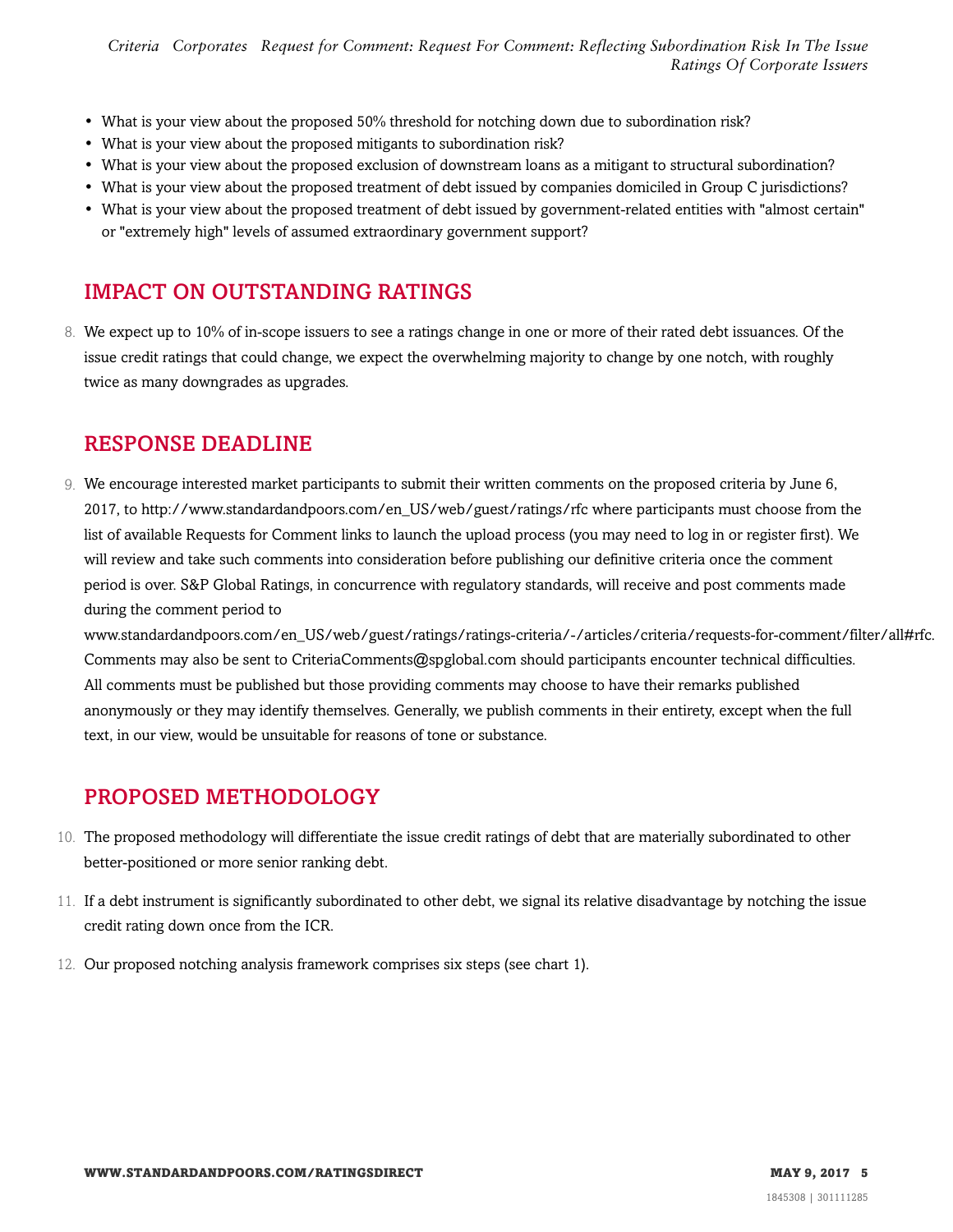- What is your view about the proposed 50% threshold for notching down due to subordination risk?
- What is your view about the proposed mitigants to subordination risk?
- What is your view about the proposed exclusion of downstream loans as a mitigant to structural subordination?
- What is your view about the proposed treatment of debt issued by companies domiciled in Group C jurisdictions?
- What is your view about the proposed treatment of debt issued by government-related entities with "almost certain" or "extremely high" levels of assumed extraordinary government support?

## IMPACT ON OUTSTANDING RATINGS

8. We expect up to 10% of in-scope issuers to see a ratings change in one or more of their rated debt issuances. Of the issue credit ratings that could change, we expect the overwhelming majority to change by one notch, with roughly twice as many downgrades as upgrades.

## RESPONSE DEADLINE

9. We encourage interested market participants to submit their written comments on the proposed criteria by June 6, 2017, to http://www.standardandpoors.com/en_US/web/guest/ratings/rfc where participants must choose from the list of available Requests for Comment links to launch the upload process (you may need to log in or register first). We will review and take such comments into consideration before publishing our definitive criteria once the comment period is over. S&P Global Ratings, in concurrence with regulatory standards, will receive and post comments made during the comment period to www.standardandpoors.com/en_US/web/guest/ratings/ratings-criteria/-/articles/criteria/requests-for-comment/filter/all#rfc. Comments may also be sent to CriteriaComments@spglobal.com should participants encounter technical difficulties. All comments must be published but those providing comments may choose to have their remarks published anonymously or they may identify themselves. Generally, we publish comments in their entirety, except when the full text, in our view, would be unsuitable for reasons of tone or substance.

## PROPOSED METHODOLOGY

10. The proposed methodology will differentiate the issue credit ratings of debt that are materially subordinated to other better-positioned or more senior ranking debt.

11. If a debt instrument is significantly subordinated to other debt, we signal its relative disadvantage by notching the issue credit rating down once from the ICR.

12. Our proposed notching analysis framework comprises six steps (see chart 1).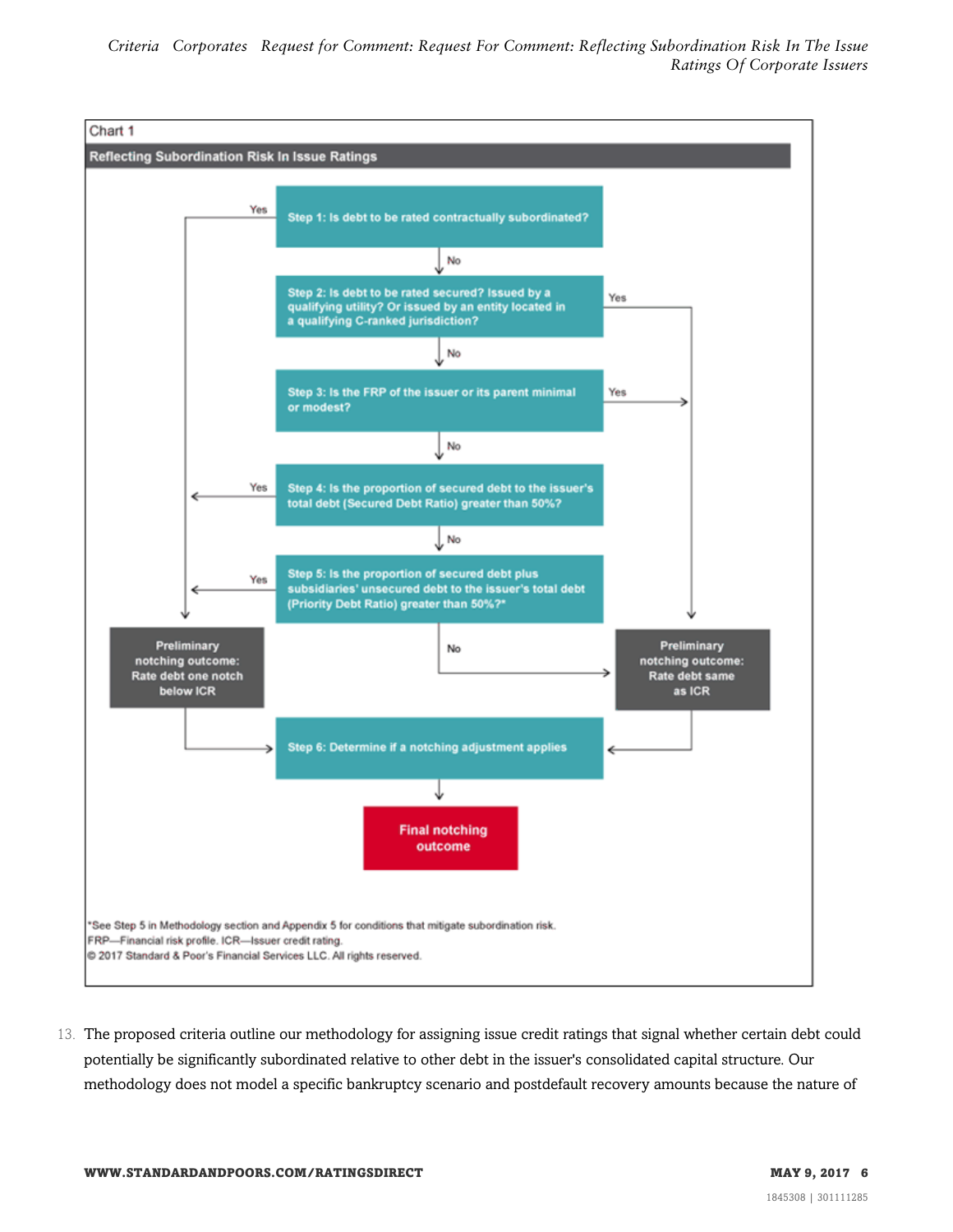Chart 1

**Reflecting Subordination Risk In Issue Ratings**

- **Step 1:** Is debt to be rated contractually subordinated?
  - Yes → Preliminary notching outcome: Rate debt one notch below ICR
  - No → Step 2
- **Step 2:** Is debt to be rated secured? Issued by a qualifying utility? Or issued by an entity located in a qualifying C-ranked jurisdiction?
  - Yes → Preliminary notching outcome: Rate debt same as ICR
  - No → Step 3
- **Step 3:** Is the FRP of the issuer or its parent minimal or modest?
  - Yes → Preliminary notching outcome: Rate debt same as ICR
  - No → Step 4
- **Step 4:** Is the proportion of secured debt to the issuer's total debt (Secured Debt Ratio) greater than 50%?
  - Yes → Preliminary notching outcome: Rate debt one notch below ICR
  - No → Step 5
- **Step 5:** Is the proportion of secured debt plus subsidiaries' unsecured debt to the issuer's total debt (Priority Debt Ratio) greater than 50%?*
  - Yes → Preliminary notching outcome: Rate debt one notch below ICR
  - No → Preliminary notching outcome: Rate debt same as ICR
- Preliminary notching outcome → **Step 6:** Determine if a notching adjustment applies
- Step 6 → **Final notching outcome**

*See Step 5 in Methodology section and Appendix 5 for conditions that mitigate subordination risk.
FRP—Financial risk profile. ICR—Issuer credit rating.
© 2017 Standard & Poor's Financial Services LLC. All rights reserved.

13. The proposed criteria outline our methodology for assigning issue credit ratings that signal whether certain debt could potentially be significantly subordinated relative to other debt in the issuer's consolidated capital structure. Our methodology does not model a specific bankruptcy scenario and postdefault recovery amounts because the nature of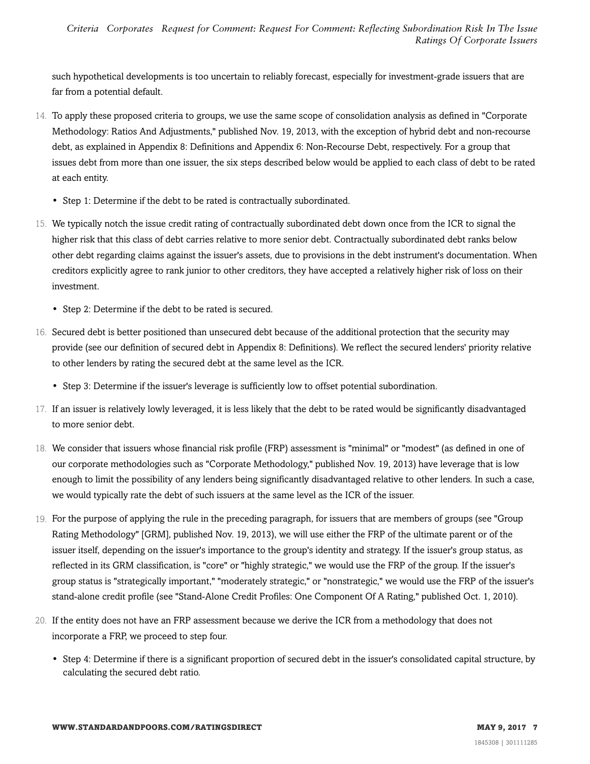such hypothetical developments is too uncertain to reliably forecast, especially for investment-grade issuers that are far from a potential default.

14. To apply these proposed criteria to groups, we use the same scope of consolidation analysis as defined in "Corporate Methodology: Ratios And Adjustments," published Nov. 19, 2013, with the exception of hybrid debt and non-recourse debt, as explained in Appendix 8: Definitions and Appendix 6: Non-Recourse Debt, respectively. For a group that issues debt from more than one issuer, the six steps described below would be applied to each class of debt to be rated at each entity.

- Step 1: Determine if the debt to be rated is contractually subordinated.

15. We typically notch the issue credit rating of contractually subordinated debt down once from the ICR to signal the higher risk that this class of debt carries relative to more senior debt. Contractually subordinated debt ranks below other debt regarding claims against the issuer's assets, due to provisions in the debt instrument's documentation. When creditors explicitly agree to rank junior to other creditors, they have accepted a relatively higher risk of loss on their investment.

- Step 2: Determine if the debt to be rated is secured.

16. Secured debt is better positioned than unsecured debt because of the additional protection that the security may provide (see our definition of secured debt in Appendix 8: Definitions). We reflect the secured lenders' priority relative to other lenders by rating the secured debt at the same level as the ICR.

- Step 3: Determine if the issuer's leverage is sufficiently low to offset potential subordination.

17. If an issuer is relatively lowly leveraged, it is less likely that the debt to be rated would be significantly disadvantaged to more senior debt.

18. We consider that issuers whose financial risk profile (FRP) assessment is "minimal" or "modest" (as defined in one of our corporate methodologies such as "Corporate Methodology," published Nov. 19, 2013) have leverage that is low enough to limit the possibility of any lenders being significantly disadvantaged relative to other lenders. In such a case, we would typically rate the debt of such issuers at the same level as the ICR of the issuer.

19. For the purpose of applying the rule in the preceding paragraph, for issuers that are members of groups (see "Group Rating Methodology" [GRM], published Nov. 19, 2013), we will use either the FRP of the ultimate parent or of the issuer itself, depending on the issuer's importance to the group's identity and strategy. If the issuer's group status, as reflected in its GRM classification, is "core" or "highly strategic," we would use the FRP of the group. If the issuer's group status is "strategically important," "moderately strategic," or "nonstrategic," we would use the FRP of the issuer's stand-alone credit profile (see "Stand-Alone Credit Profiles: One Component Of A Rating," published Oct. 1, 2010).

20. If the entity does not have an FRP assessment because we derive the ICR from a methodology that does not incorporate a FRP, we proceed to step four.

- Step 4: Determine if there is a significant proportion of secured debt in the issuer's consolidated capital structure, by calculating the secured debt ratio.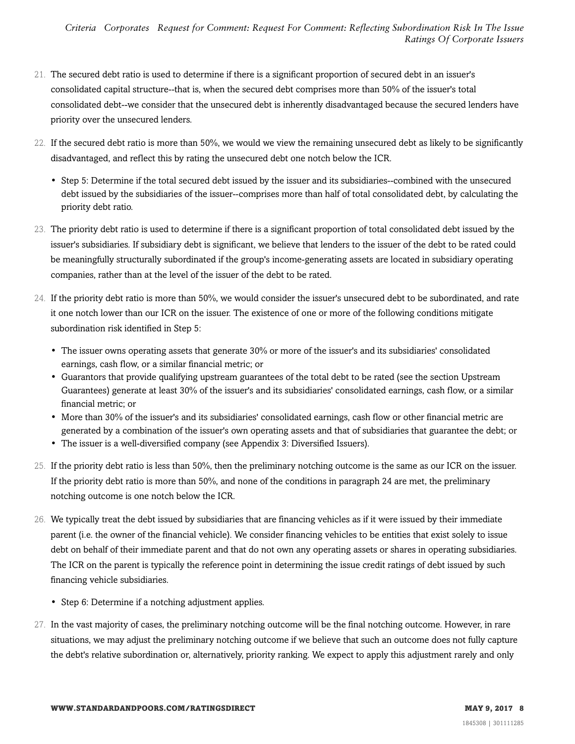21. The secured debt ratio is used to determine if there is a significant proportion of secured debt in an issuer's consolidated capital structure--that is, when the secured debt comprises more than 50% of the issuer's total consolidated debt--we consider that the unsecured debt is inherently disadvantaged because the secured lenders have priority over the unsecured lenders.

22. If the secured debt ratio is more than 50%, we would we view the remaining unsecured debt as likely to be significantly disadvantaged, and reflect this by rating the unsecured debt one notch below the ICR.

    - Step 5: Determine if the total secured debt issued by the issuer and its subsidiaries--combined with the unsecured debt issued by the subsidiaries of the issuer--comprises more than half of total consolidated debt, by calculating the priority debt ratio.

23. The priority debt ratio is used to determine if there is a significant proportion of total consolidated debt issued by the issuer's subsidiaries. If subsidiary debt is significant, we believe that lenders to the issuer of the debt to be rated could be meaningfully structurally subordinated if the group's income-generating assets are located in subsidiary operating companies, rather than at the level of the issuer of the debt to be rated.

24. If the priority debt ratio is more than 50%, we would consider the issuer's unsecured debt to be subordinated, and rate it one notch lower than our ICR on the issuer. The existence of one or more of the following conditions mitigate subordination risk identified in Step 5:

    - The issuer owns operating assets that generate 30% or more of the issuer's and its subsidiaries' consolidated earnings, cash flow, or a similar financial metric; or
    - Guarantors that provide qualifying upstream guarantees of the total debt to be rated (see the section Upstream Guarantees) generate at least 30% of the issuer's and its subsidiaries' consolidated earnings, cash flow, or a similar financial metric; or
    - More than 30% of the issuer's and its subsidiaries' consolidated earnings, cash flow or other financial metric are generated by a combination of the issuer's own operating assets and that of subsidiaries that guarantee the debt; or
    - The issuer is a well-diversified company (see Appendix 3: Diversified Issuers).

25. If the priority debt ratio is less than 50%, then the preliminary notching outcome is the same as our ICR on the issuer. If the priority debt ratio is more than 50%, and none of the conditions in paragraph 24 are met, the preliminary notching outcome is one notch below the ICR.

26. We typically treat the debt issued by subsidiaries that are financing vehicles as if it were issued by their immediate parent (i.e. the owner of the financial vehicle). We consider financing vehicles to be entities that exist solely to issue debt on behalf of their immediate parent and that do not own any operating assets or shares in operating subsidiaries. The ICR on the parent is typically the reference point in determining the issue credit ratings of debt issued by such financing vehicle subsidiaries.

    - Step 6: Determine if a notching adjustment applies.

27. In the vast majority of cases, the preliminary notching outcome will be the final notching outcome. However, in rare situations, we may adjust the preliminary notching outcome if we believe that such an outcome does not fully capture the debt's relative subordination or, alternatively, priority ranking. We expect to apply this adjustment rarely and only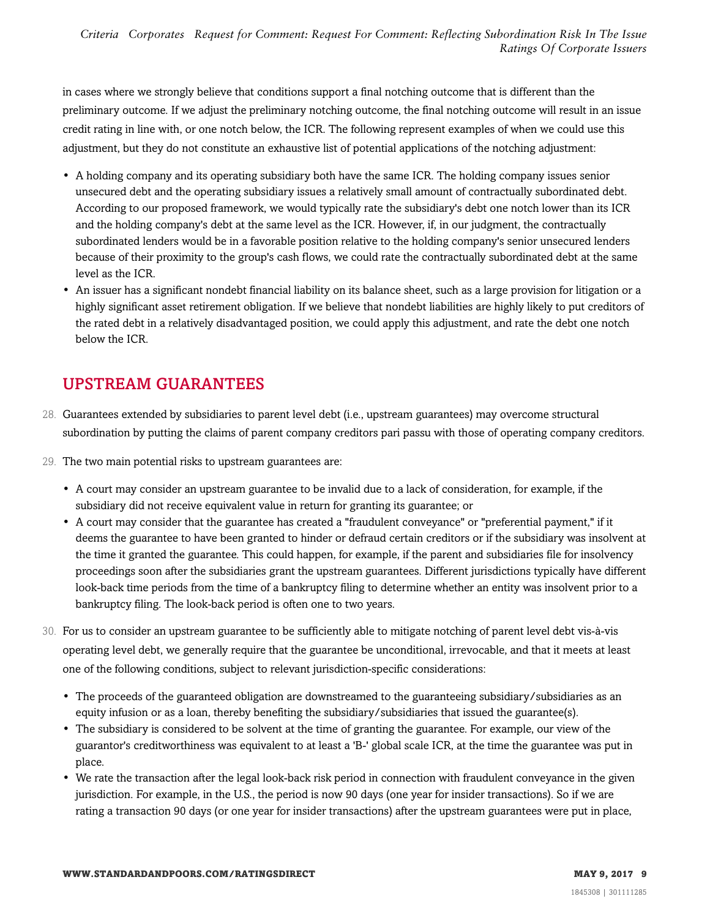in cases where we strongly believe that conditions support a final notching outcome that is different than the preliminary outcome. If we adjust the preliminary notching outcome, the final notching outcome will result in an issue credit rating in line with, or one notch below, the ICR. The following represent examples of when we could use this adjustment, but they do not constitute an exhaustive list of potential applications of the notching adjustment:

- A holding company and its operating subsidiary both have the same ICR. The holding company issues senior unsecured debt and the operating subsidiary issues a relatively small amount of contractually subordinated debt. According to our proposed framework, we would typically rate the subsidiary's debt one notch lower than its ICR and the holding company's debt at the same level as the ICR. However, if, in our judgment, the contractually subordinated lenders would be in a favorable position relative to the holding company's senior unsecured lenders because of their proximity to the group's cash flows, we could rate the contractually subordinated debt at the same level as the ICR.
- An issuer has a significant nondebt financial liability on its balance sheet, such as a large provision for litigation or a highly significant asset retirement obligation. If we believe that nondebt liabilities are highly likely to put creditors of the rated debt in a relatively disadvantaged position, we could apply this adjustment, and rate the debt one notch below the ICR.

## UPSTREAM GUARANTEES

28. Guarantees extended by subsidiaries to parent level debt (i.e., upstream guarantees) may overcome structural subordination by putting the claims of parent company creditors pari passu with those of operating company creditors.

29. The two main potential risks to upstream guarantees are:

    - A court may consider an upstream guarantee to be invalid due to a lack of consideration, for example, if the subsidiary did not receive equivalent value in return for granting its guarantee; or
    - A court may consider that the guarantee has created a "fraudulent conveyance" or "preferential payment," if it deems the guarantee to have been granted to hinder or defraud certain creditors or if the subsidiary was insolvent at the time it granted the guarantee. This could happen, for example, if the parent and subsidiaries file for insolvency proceedings soon after the subsidiaries grant the upstream guarantees. Different jurisdictions typically have different look-back time periods from the time of a bankruptcy filing to determine whether an entity was insolvent prior to a bankruptcy filing. The look-back period is often one to two years.

30. For us to consider an upstream guarantee to be sufficiently able to mitigate notching of parent level debt vis-à-vis operating level debt, we generally require that the guarantee be unconditional, irrevocable, and that it meets at least one of the following conditions, subject to relevant jurisdiction-specific considerations:

    - The proceeds of the guaranteed obligation are downstreamed to the guaranteeing subsidiary/subsidiaries as an equity infusion or as a loan, thereby benefiting the subsidiary/subsidiaries that issued the guarantee(s).
    - The subsidiary is considered to be solvent at the time of granting the guarantee. For example, our view of the guarantor's creditworthiness was equivalent to at least a 'B-' global scale ICR, at the time the guarantee was put in place.
    - We rate the transaction after the legal look-back risk period in connection with fraudulent conveyance in the given jurisdiction. For example, in the U.S., the period is now 90 days (one year for insider transactions). So if we are rating a transaction 90 days (or one year for insider transactions) after the upstream guarantees were put in place,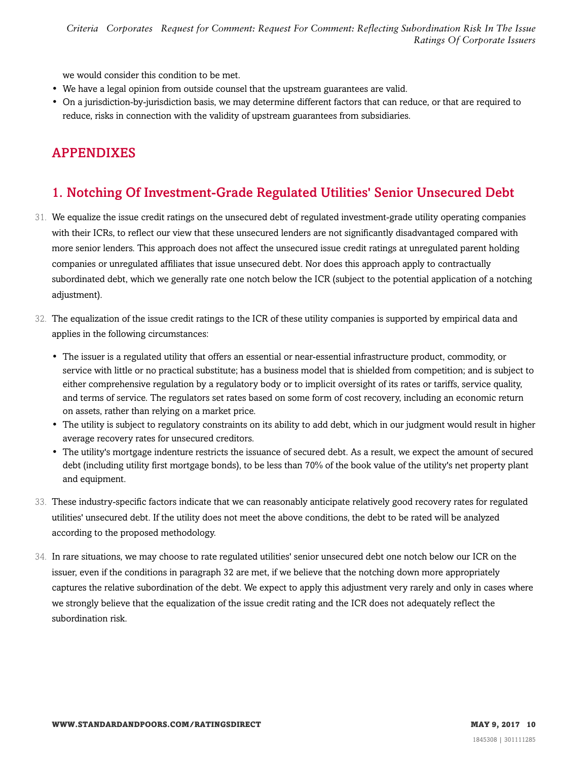we would consider this condition to be met.

- We have a legal opinion from outside counsel that the upstream guarantees are valid.
- On a jurisdiction-by-jurisdiction basis, we may determine different factors that can reduce, or that are required to reduce, risks in connection with the validity of upstream guarantees from subsidiaries.

## APPENDIXES

### 1. Notching Of Investment-Grade Regulated Utilities' Senior Unsecured Debt

31. We equalize the issue credit ratings on the unsecured debt of regulated investment-grade utility operating companies with their ICRs, to reflect our view that these unsecured lenders are not significantly disadvantaged compared with more senior lenders. This approach does not affect the unsecured issue credit ratings at unregulated parent holding companies or unregulated affiliates that issue unsecured debt. Nor does this approach apply to contractually subordinated debt, which we generally rate one notch below the ICR (subject to the potential application of a notching adjustment).

32. The equalization of the issue credit ratings to the ICR of these utility companies is supported by empirical data and applies in the following circumstances:

    - The issuer is a regulated utility that offers an essential or near-essential infrastructure product, commodity, or service with little or no practical substitute; has a business model that is shielded from competition; and is subject to either comprehensive regulation by a regulatory body or to implicit oversight of its rates or tariffs, service quality, and terms of service. The regulators set rates based on some form of cost recovery, including an economic return on assets, rather than relying on a market price.
    - The utility is subject to regulatory constraints on its ability to add debt, which in our judgment would result in higher average recovery rates for unsecured creditors.
    - The utility's mortgage indenture restricts the issuance of secured debt. As a result, we expect the amount of secured debt (including utility first mortgage bonds), to be less than 70% of the book value of the utility's net property plant and equipment.

33. These industry-specific factors indicate that we can reasonably anticipate relatively good recovery rates for regulated utilities' unsecured debt. If the utility does not meet the above conditions, the debt to be rated will be analyzed according to the proposed methodology.

34. In rare situations, we may choose to rate regulated utilities' senior unsecured debt one notch below our ICR on the issuer, even if the conditions in paragraph 32 are met, if we believe that the notching down more appropriately captures the relative subordination of the debt. We expect to apply this adjustment very rarely and only in cases where we strongly believe that the equalization of the issue credit rating and the ICR does not adequately reflect the subordination risk.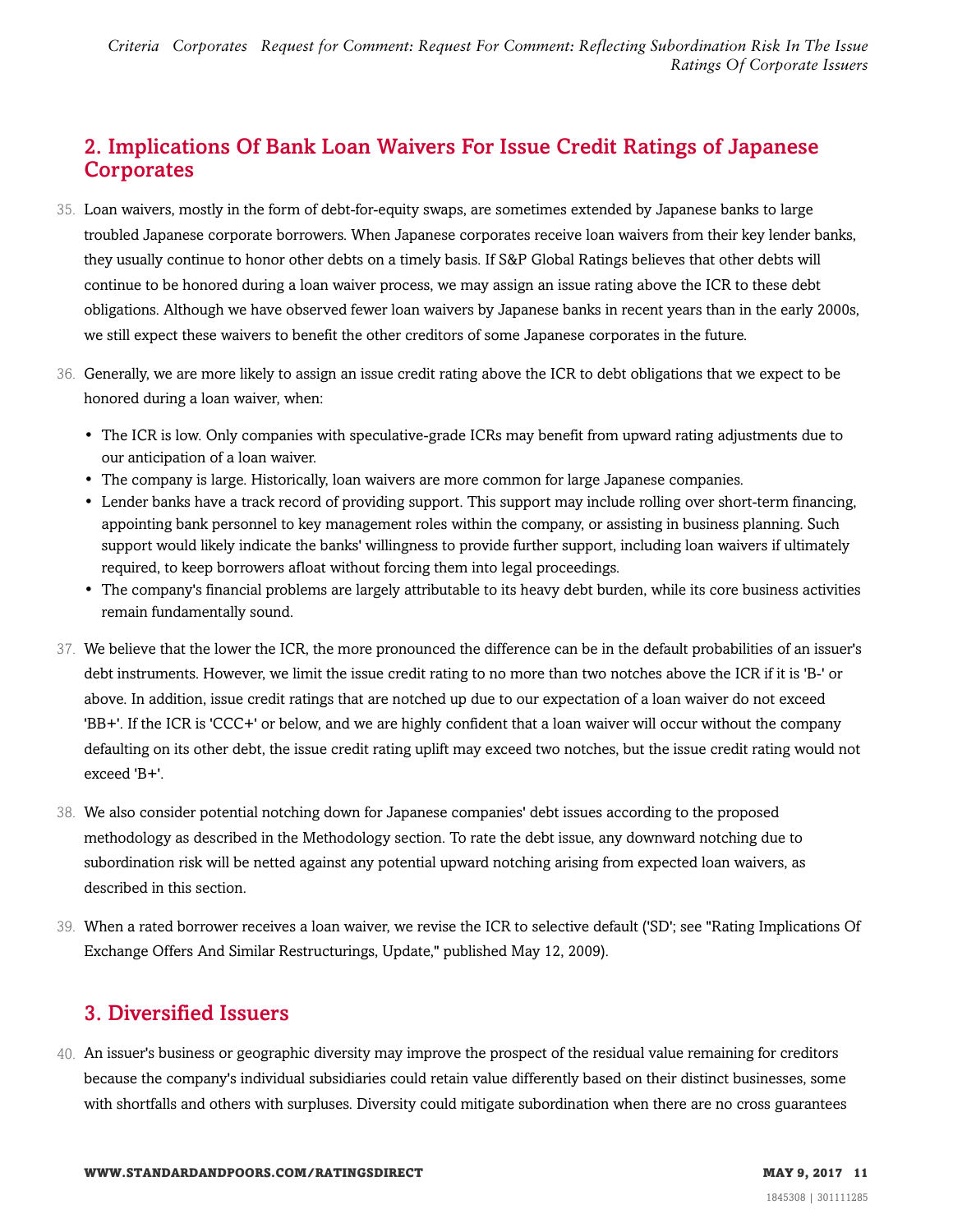## 2. Implications Of Bank Loan Waivers For Issue Credit Ratings of Japanese Corporates

35. Loan waivers, mostly in the form of debt-for-equity swaps, are sometimes extended by Japanese banks to large troubled Japanese corporate borrowers. When Japanese corporates receive loan waivers from their key lender banks, they usually continue to honor other debts on a timely basis. If S&P Global Ratings believes that other debts will continue to be honored during a loan waiver process, we may assign an issue rating above the ICR to these debt obligations. Although we have observed fewer loan waivers by Japanese banks in recent years than in the early 2000s, we still expect these waivers to benefit the other creditors of some Japanese corporates in the future.

36. Generally, we are more likely to assign an issue credit rating above the ICR to debt obligations that we expect to be honored during a loan waiver, when:

- The ICR is low. Only companies with speculative-grade ICRs may benefit from upward rating adjustments due to our anticipation of a loan waiver.
- The company is large. Historically, loan waivers are more common for large Japanese companies.
- Lender banks have a track record of providing support. This support may include rolling over short-term financing, appointing bank personnel to key management roles within the company, or assisting in business planning. Such support would likely indicate the banks' willingness to provide further support, including loan waivers if ultimately required, to keep borrowers afloat without forcing them into legal proceedings.
- The company's financial problems are largely attributable to its heavy debt burden, while its core business activities remain fundamentally sound.

37. We believe that the lower the ICR, the more pronounced the difference can be in the default probabilities of an issuer's debt instruments. However, we limit the issue credit rating to no more than two notches above the ICR if it is 'B-' or above. In addition, issue credit ratings that are notched up due to our expectation of a loan waiver do not exceed 'BB+'. If the ICR is 'CCC+' or below, and we are highly confident that a loan waiver will occur without the company defaulting on its other debt, the issue credit rating uplift may exceed two notches, but the issue credit rating would not exceed 'B+'.

38. We also consider potential notching down for Japanese companies' debt issues according to the proposed methodology as described in the Methodology section. To rate the debt issue, any downward notching due to subordination risk will be netted against any potential upward notching arising from expected loan waivers, as described in this section.

39. When a rated borrower receives a loan waiver, we revise the ICR to selective default ('SD'; see "Rating Implications Of Exchange Offers And Similar Restructurings, Update," published May 12, 2009).

## 3. Diversified Issuers

40. An issuer's business or geographic diversity may improve the prospect of the residual value remaining for creditors because the company's individual subsidiaries could retain value differently based on their distinct businesses, some with shortfalls and others with surpluses. Diversity could mitigate subordination when there are no cross guarantees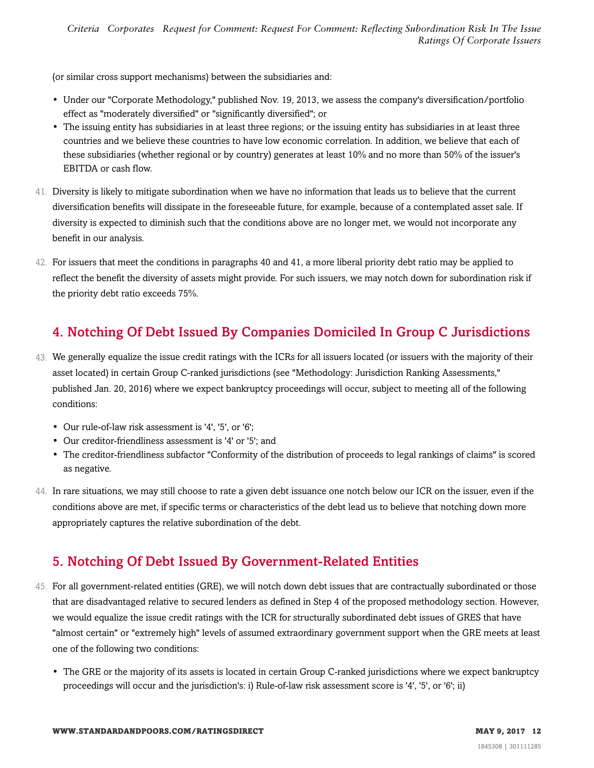(or similar cross support mechanisms) between the subsidiaries and:

- Under our "Corporate Methodology," published Nov. 19, 2013, we assess the company's diversification/portfolio effect as "moderately diversified" or "significantly diversified"; or
- The issuing entity has subsidiaries in at least three regions; or the issuing entity has subsidiaries in at least three countries and we believe these countries to have low economic correlation. In addition, we believe that each of these subsidiaries (whether regional or by country) generates at least 10% and no more than 50% of the issuer's EBITDA or cash flow.

41. Diversity is likely to mitigate subordination when we have no information that leads us to believe that the current diversification benefits will dissipate in the foreseeable future, for example, because of a contemplated asset sale. If diversity is expected to diminish such that the conditions above are no longer met, we would not incorporate any benefit in our analysis.

42. For issuers that meet the conditions in paragraphs 40 and 41, a more liberal priority debt ratio may be applied to reflect the benefit the diversity of assets might provide. For such issuers, we may notch down for subordination risk if the priority debt ratio exceeds 75%.

## 4. Notching Of Debt Issued By Companies Domiciled In Group C Jurisdictions

43. We generally equalize the issue credit ratings with the ICRs for all issuers located (or issuers with the majority of their asset located) in certain Group C-ranked jurisdictions (see "Methodology: Jurisdiction Ranking Assessments," published Jan. 20, 2016) where we expect bankruptcy proceedings will occur, subject to meeting all of the following conditions:

    - Our rule-of-law risk assessment is '4', '5', or '6';
    - Our creditor-friendliness assessment is '4' or '5'; and
    - The creditor-friendliness subfactor "Conformity of the distribution of proceeds to legal rankings of claims" is scored as negative.

44. In rare situations, we may still choose to rate a given debt issuance one notch below our ICR on the issuer, even if the conditions above are met, if specific terms or characteristics of the debt lead us to believe that notching down more appropriately captures the relative subordination of the debt.

## 5. Notching Of Debt Issued By Government-Related Entities

45. For all government-related entities (GRE), we will notch down debt issues that are contractually subordinated or those that are disadvantaged relative to secured lenders as defined in Step 4 of the proposed methodology section. However, we would equalize the issue credit ratings with the ICR for structurally subordinated debt issues of GRES that have "almost certain" or "extremely high" levels of assumed extraordinary government support when the GRE meets at least one of the following two conditions:

    - The GRE or the majority of its assets is located in certain Group C-ranked jurisdictions where we expect bankruptcy proceedings will occur and the jurisdiction's: i) Rule-of-law risk assessment score is '4', '5', or '6'; ii)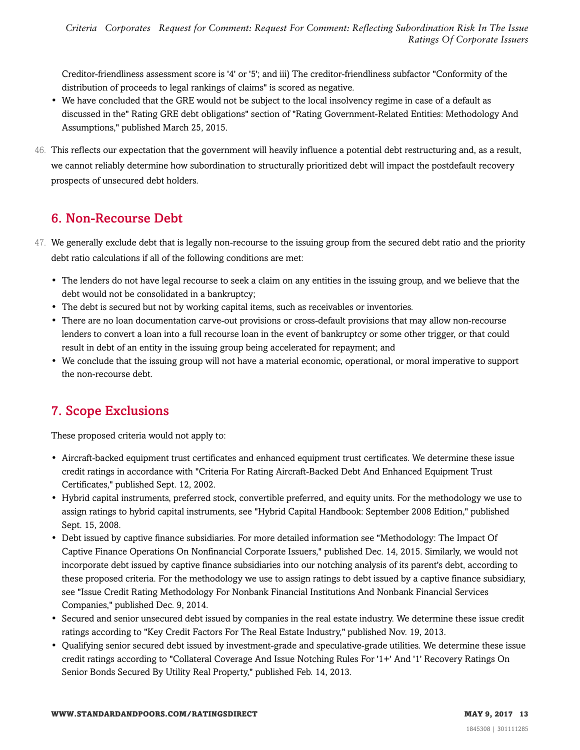Creditor-friendliness assessment score is '4' or '5'; and iii) The creditor-friendliness subfactor "Conformity of the distribution of proceeds to legal rankings of claims" is scored as negative.

- We have concluded that the GRE would not be subject to the local insolvency regime in case of a default as discussed in the" Rating GRE debt obligations" section of "Rating Government-Related Entities: Methodology And Assumptions," published March 25, 2015.

46. This reflects our expectation that the government will heavily influence a potential debt restructuring and, as a result, we cannot reliably determine how subordination to structurally prioritized debt will impact the postdefault recovery prospects of unsecured debt holders.

## 6. Non-Recourse Debt

47. We generally exclude debt that is legally non-recourse to the issuing group from the secured debt ratio and the priority debt ratio calculations if all of the following conditions are met:

- The lenders do not have legal recourse to seek a claim on any entities in the issuing group, and we believe that the debt would not be consolidated in a bankruptcy;
- The debt is secured but not by working capital items, such as receivables or inventories.
- There are no loan documentation carve-out provisions or cross-default provisions that may allow non-recourse lenders to convert a loan into a full recourse loan in the event of bankruptcy or some other trigger, or that could result in debt of an entity in the issuing group being accelerated for repayment; and
- We conclude that the issuing group will not have a material economic, operational, or moral imperative to support the non-recourse debt.

## 7. Scope Exclusions

These proposed criteria would not apply to:

- Aircraft-backed equipment trust certificates and enhanced equipment trust certificates. We determine these issue credit ratings in accordance with "Criteria For Rating Aircraft-Backed Debt And Enhanced Equipment Trust Certificates," published Sept. 12, 2002.
- Hybrid capital instruments, preferred stock, convertible preferred, and equity units. For the methodology we use to assign ratings to hybrid capital instruments, see "Hybrid Capital Handbook: September 2008 Edition," published Sept. 15, 2008.
- Debt issued by captive finance subsidiaries. For more detailed information see "Methodology: The Impact Of Captive Finance Operations On Nonfinancial Corporate Issuers," published Dec. 14, 2015. Similarly, we would not incorporate debt issued by captive finance subsidiaries into our notching analysis of its parent's debt, according to these proposed criteria. For the methodology we use to assign ratings to debt issued by a captive finance subsidiary, see "Issue Credit Rating Methodology For Nonbank Financial Institutions And Nonbank Financial Services Companies," published Dec. 9, 2014.
- Secured and senior unsecured debt issued by companies in the real estate industry. We determine these issue credit ratings according to "Key Credit Factors For The Real Estate Industry," published Nov. 19, 2013.
- Qualifying senior secured debt issued by investment-grade and speculative-grade utilities. We determine these issue credit ratings according to "Collateral Coverage And Issue Notching Rules For '1+' And '1' Recovery Ratings On Senior Bonds Secured By Utility Real Property," published Feb. 14, 2013.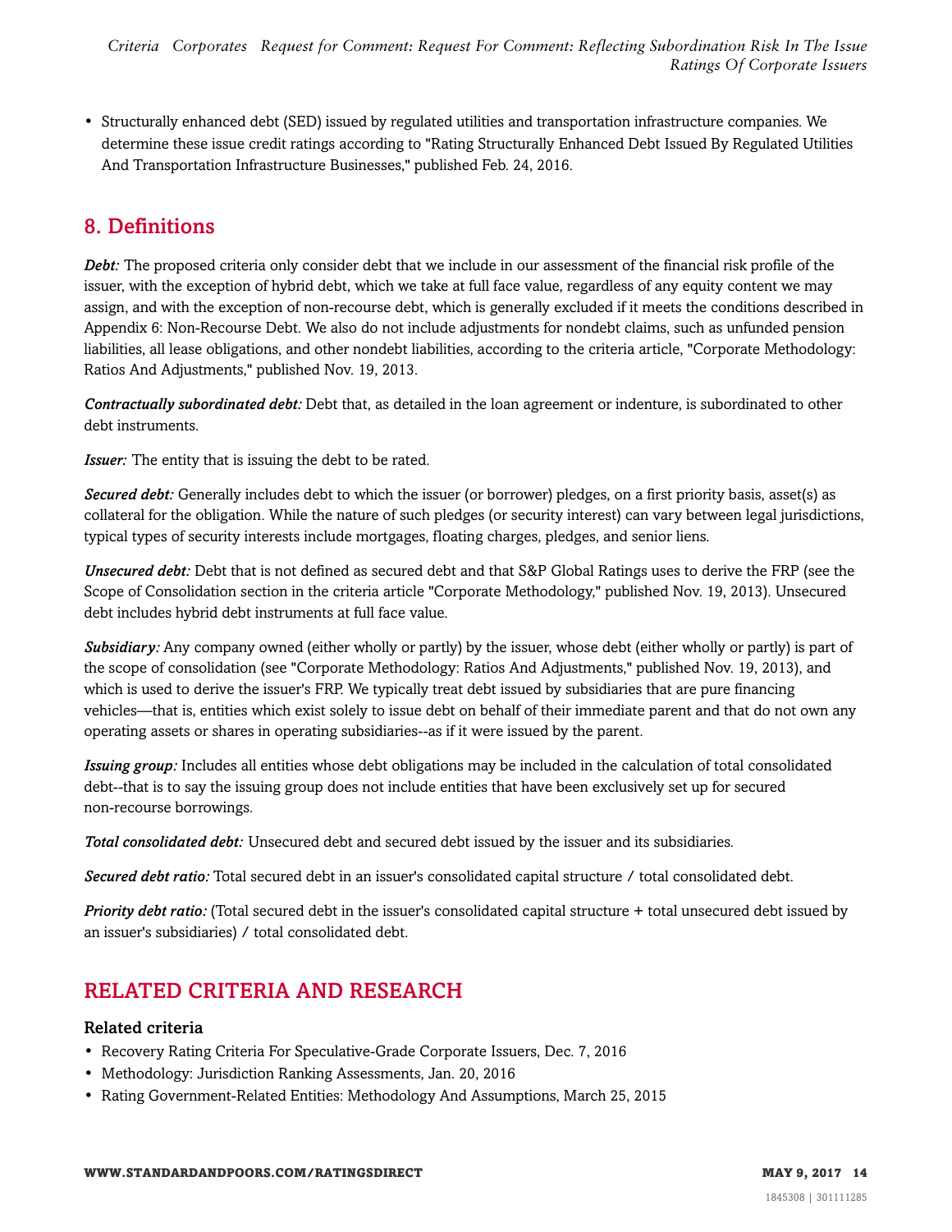- Structurally enhanced debt (SED) issued by regulated utilities and transportation infrastructure companies. We determine these issue credit ratings according to "Rating Structurally Enhanced Debt Issued By Regulated Utilities And Transportation Infrastructure Businesses," published Feb. 24, 2016.

## 8. Definitions

***Debt:*** The proposed criteria only consider debt that we include in our assessment of the financial risk profile of the issuer, with the exception of hybrid debt, which we take at full face value, regardless of any equity content we may assign, and with the exception of non-recourse debt, which is generally excluded if it meets the conditions described in Appendix 6: Non-Recourse Debt. We also do not include adjustments for nondebt claims, such as unfunded pension liabilities, all lease obligations, and other nondebt liabilities, according to the criteria article, "Corporate Methodology: Ratios And Adjustments," published Nov. 19, 2013.

***Contractually subordinated debt:*** Debt that, as detailed in the loan agreement or indenture, is subordinated to other debt instruments.

***Issuer:*** The entity that is issuing the debt to be rated.

***Secured debt:*** Generally includes debt to which the issuer (or borrower) pledges, on a first priority basis, asset(s) as collateral for the obligation. While the nature of such pledges (or security interest) can vary between legal jurisdictions, typical types of security interests include mortgages, floating charges, pledges, and senior liens.

***Unsecured debt:*** Debt that is not defined as secured debt and that S&P Global Ratings uses to derive the FRP (see the Scope of Consolidation section in the criteria article "Corporate Methodology," published Nov. 19, 2013). Unsecured debt includes hybrid debt instruments at full face value.

***Subsidiary:*** Any company owned (either wholly or partly) by the issuer, whose debt (either wholly or partly) is part of the scope of consolidation (see "Corporate Methodology: Ratios And Adjustments," published Nov. 19, 2013), and which is used to derive the issuer's FRP. We typically treat debt issued by subsidiaries that are pure financing vehicles—that is, entities which exist solely to issue debt on behalf of their immediate parent and that do not own any operating assets or shares in operating subsidiaries--as if it were issued by the parent.

***Issuing group:*** Includes all entities whose debt obligations may be included in the calculation of total consolidated debt--that is to say the issuing group does not include entities that have been exclusively set up for secured non-recourse borrowings.

***Total consolidated debt:*** Unsecured debt and secured debt issued by the issuer and its subsidiaries.

***Secured debt ratio:*** Total secured debt in an issuer's consolidated capital structure / total consolidated debt.

***Priority debt ratio:*** (Total secured debt in the issuer's consolidated capital structure + total unsecured debt issued by an issuer's subsidiaries) / total consolidated debt.

## RELATED CRITERIA AND RESEARCH

### Related criteria

- Recovery Rating Criteria For Speculative-Grade Corporate Issuers, Dec. 7, 2016
- Methodology: Jurisdiction Ranking Assessments, Jan. 20, 2016
- Rating Government-Related Entities: Methodology And Assumptions, March 25, 2015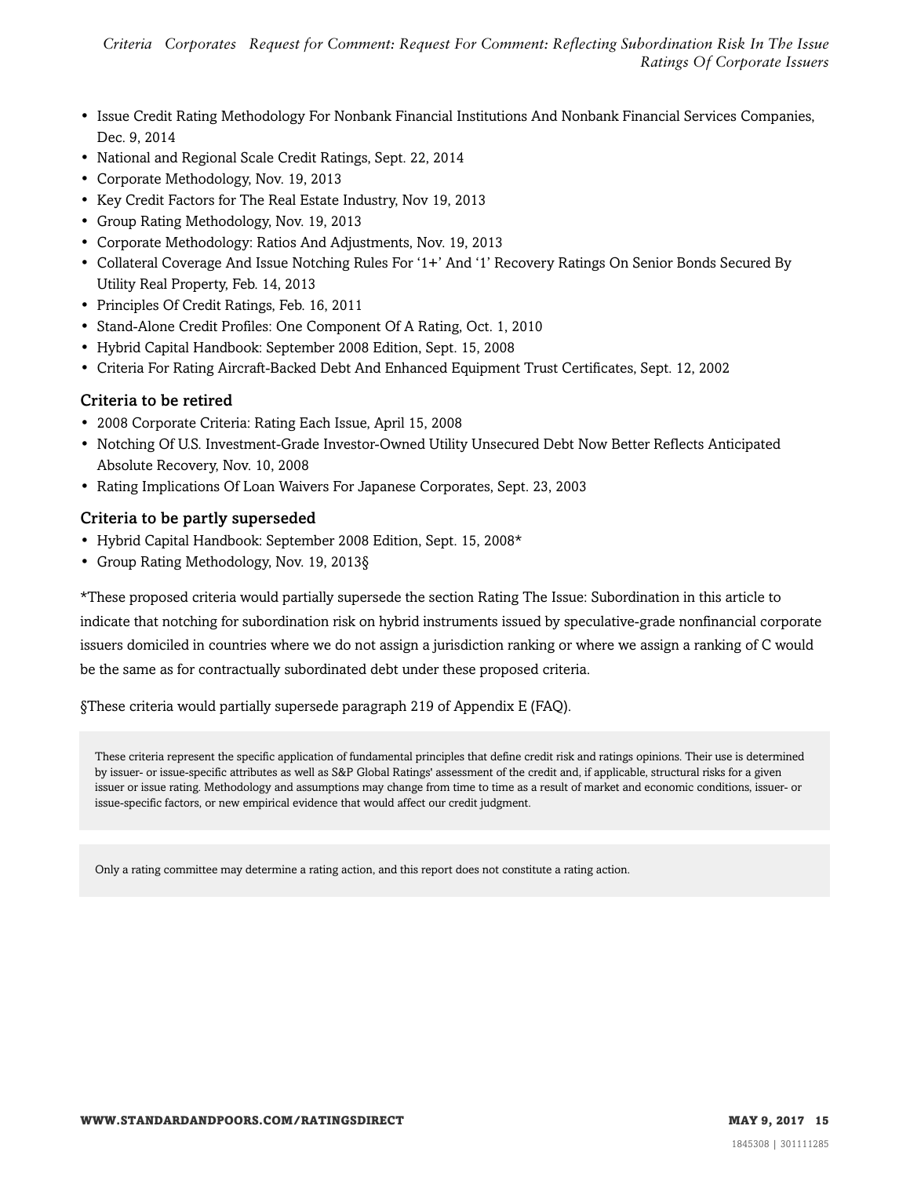- Issue Credit Rating Methodology For Nonbank Financial Institutions And Nonbank Financial Services Companies, Dec. 9, 2014
- National and Regional Scale Credit Ratings, Sept. 22, 2014
- Corporate Methodology, Nov. 19, 2013
- Key Credit Factors for The Real Estate Industry, Nov 19, 2013
- Group Rating Methodology, Nov. 19, 2013
- Corporate Methodology: Ratios And Adjustments, Nov. 19, 2013
- Collateral Coverage And Issue Notching Rules For '1+' And '1' Recovery Ratings On Senior Bonds Secured By Utility Real Property, Feb. 14, 2013
- Principles Of Credit Ratings, Feb. 16, 2011
- Stand-Alone Credit Profiles: One Component Of A Rating, Oct. 1, 2010
- Hybrid Capital Handbook: September 2008 Edition, Sept. 15, 2008
- Criteria For Rating Aircraft-Backed Debt And Enhanced Equipment Trust Certificates, Sept. 12, 2002

### Criteria to be retired

- 2008 Corporate Criteria: Rating Each Issue, April 15, 2008
- Notching Of U.S. Investment-Grade Investor-Owned Utility Unsecured Debt Now Better Reflects Anticipated Absolute Recovery, Nov. 10, 2008
- Rating Implications Of Loan Waivers For Japanese Corporates, Sept. 23, 2003

### Criteria to be partly superseded

- Hybrid Capital Handbook: September 2008 Edition, Sept. 15, 2008*
- Group Rating Methodology, Nov. 19, 2013§

*These proposed criteria would partially supersede the section Rating The Issue: Subordination in this article to indicate that notching for subordination risk on hybrid instruments issued by speculative-grade nonfinancial corporate issuers domiciled in countries where we do not assign a jurisdiction ranking or where we assign a ranking of C would be the same as for contractually subordinated debt under these proposed criteria.

§These criteria would partially supersede paragraph 219 of Appendix E (FAQ).

These criteria represent the specific application of fundamental principles that define credit risk and ratings opinions. Their use is determined by issuer- or issue-specific attributes as well as S&P Global Ratings' assessment of the credit and, if applicable, structural risks for a given issuer or issue rating. Methodology and assumptions may change from time to time as a result of market and economic conditions, issuer- or issue-specific factors, or new empirical evidence that would affect our credit judgment.

Only a rating committee may determine a rating action, and this report does not constitute a rating action.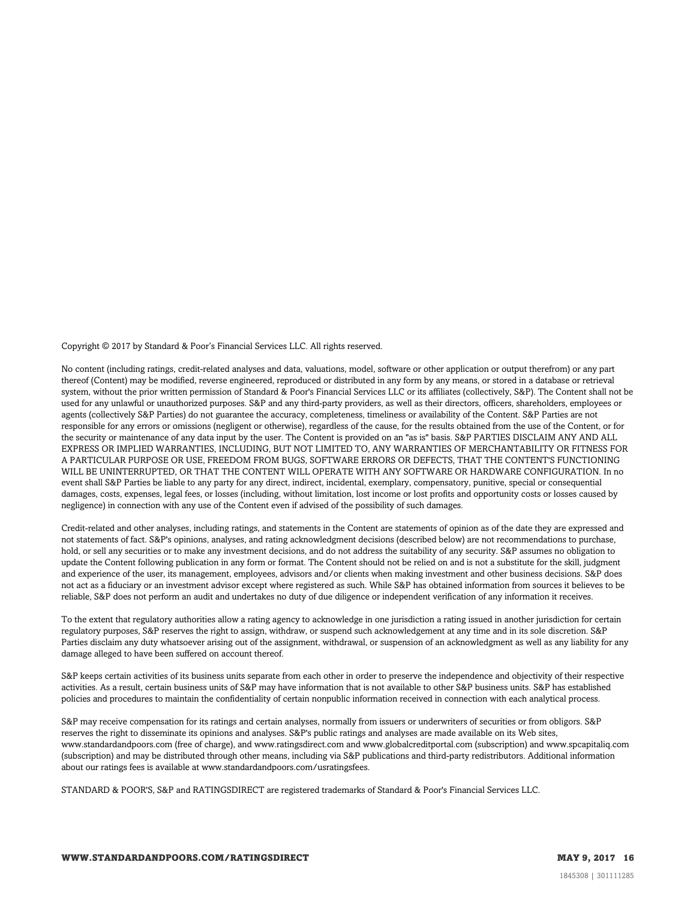Copyright © 2017 by Standard & Poor's Financial Services LLC. All rights reserved.

No content (including ratings, credit-related analyses and data, valuations, model, software or other application or output therefrom) or any part thereof (Content) may be modified, reverse engineered, reproduced or distributed in any form by any means, or stored in a database or retrieval system, without the prior written permission of Standard & Poor's Financial Services LLC or its affiliates (collectively, S&P). The Content shall not be used for any unlawful or unauthorized purposes. S&P and any third-party providers, as well as their directors, officers, shareholders, employees or agents (collectively S&P Parties) do not guarantee the accuracy, completeness, timeliness or availability of the Content. S&P Parties are not responsible for any errors or omissions (negligent or otherwise), regardless of the cause, for the results obtained from the use of the Content, or for the security or maintenance of any data input by the user. The Content is provided on an "as is" basis. S&P PARTIES DISCLAIM ANY AND ALL EXPRESS OR IMPLIED WARRANTIES, INCLUDING, BUT NOT LIMITED TO, ANY WARRANTIES OF MERCHANTABILITY OR FITNESS FOR A PARTICULAR PURPOSE OR USE, FREEDOM FROM BUGS, SOFTWARE ERRORS OR DEFECTS, THAT THE CONTENT'S FUNCTIONING WILL BE UNINTERRUPTED, OR THAT THE CONTENT WILL OPERATE WITH ANY SOFTWARE OR HARDWARE CONFIGURATION. In no event shall S&P Parties be liable to any party for any direct, indirect, incidental, exemplary, compensatory, punitive, special or consequential damages, costs, expenses, legal fees, or losses (including, without limitation, lost income or lost profits and opportunity costs or losses caused by negligence) in connection with any use of the Content even if advised of the possibility of such damages.

Credit-related and other analyses, including ratings, and statements in the Content are statements of opinion as of the date they are expressed and not statements of fact. S&P's opinions, analyses, and rating acknowledgment decisions (described below) are not recommendations to purchase, hold, or sell any securities or to make any investment decisions, and do not address the suitability of any security. S&P assumes no obligation to update the Content following publication in any form or format. The Content should not be relied on and is not a substitute for the skill, judgment and experience of the user, its management, employees, advisors and/or clients when making investment and other business decisions. S&P does not act as a fiduciary or an investment advisor except where registered as such. While S&P has obtained information from sources it believes to be reliable, S&P does not perform an audit and undertakes no duty of due diligence or independent verification of any information it receives.

To the extent that regulatory authorities allow a rating agency to acknowledge in one jurisdiction a rating issued in another jurisdiction for certain regulatory purposes, S&P reserves the right to assign, withdraw, or suspend such acknowledgement at any time and in its sole discretion. S&P Parties disclaim any duty whatsoever arising out of the assignment, withdrawal, or suspension of an acknowledgment as well as any liability for any damage alleged to have been suffered on account thereof.

S&P keeps certain activities of its business units separate from each other in order to preserve the independence and objectivity of their respective activities. As a result, certain business units of S&P may have information that is not available to other S&P business units. S&P has established policies and procedures to maintain the confidentiality of certain nonpublic information received in connection with each analytical process.

S&P may receive compensation for its ratings and certain analyses, normally from issuers or underwriters of securities or from obligors. S&P reserves the right to disseminate its opinions and analyses. S&P's public ratings and analyses are made available on its Web sites, www.standardandpoors.com (free of charge), and www.ratingsdirect.com and www.globalcreditportal.com (subscription) and www.spcapitaliq.com (subscription) and may be distributed through other means, including via S&P publications and third-party redistributors. Additional information about our ratings fees is available at www.standardandpoors.com/usratingsfees.

STANDARD & POOR'S, S&P and RATINGSDIRECT are registered trademarks of Standard & Poor's Financial Services LLC.